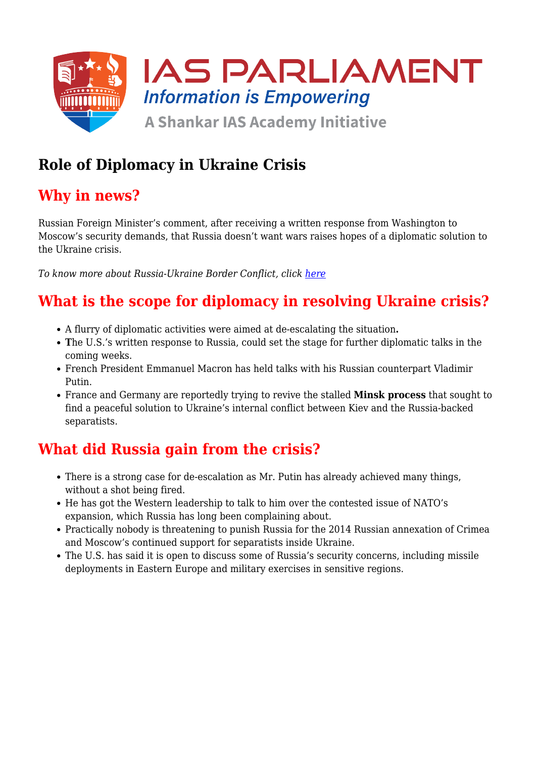IAS PARLIAMENT
*Information is Empowering*
A Shankar IAS Academy Initiative

# Role of Diplomacy in Ukraine Crisis

## Why in news?

Russian Foreign Minister's comment, after receiving a written response from Washington to Moscow's security demands, that Russia doesn't want wars raises hopes of a diplomatic solution to the Ukraine crisis.

*To know more about Russia-Ukraine Border Conflict, click [here]*

## What is the scope for diplomacy in resolving Ukraine crisis?

- A flurry of diplomatic activities were aimed at de-escalating the situation**.**
- **T**he U.S.'s written response to Russia, could set the stage for further diplomatic talks in the coming weeks.
- French President Emmanuel Macron has held talks with his Russian counterpart Vladimir Putin.
- France and Germany are reportedly trying to revive the stalled **Minsk process** that sought to find a peaceful solution to Ukraine's internal conflict between Kiev and the Russia-backed separatists.

## What did Russia gain from the crisis?

- There is a strong case for de-escalation as Mr. Putin has already achieved many things, without a shot being fired.
- He has got the Western leadership to talk to him over the contested issue of NATO's expansion, which Russia has long been complaining about.
- Practically nobody is threatening to punish Russia for the 2014 Russian annexation of Crimea and Moscow's continued support for separatists inside Ukraine.
- The U.S. has said it is open to discuss some of Russia's security concerns, including missile deployments in Eastern Europe and military exercises in sensitive regions.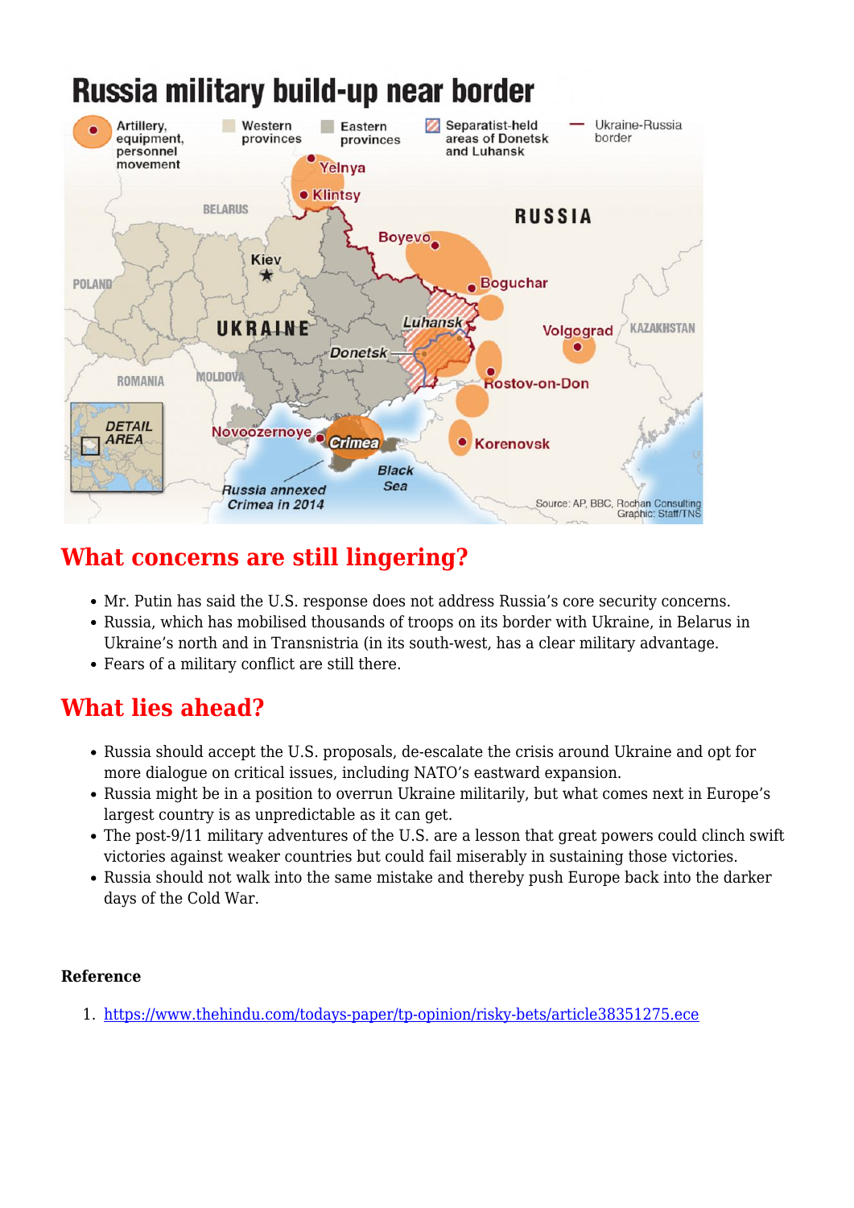## What concerns are still lingering?

- Mr. Putin has said the U.S. response does not address Russia's core security concerns.
- Russia, which has mobilised thousands of troops on its border with Ukraine, in Belarus in Ukraine's north and in Transnistria (in its south-west, has a clear military advantage.
- Fears of a military conflict are still there.

## What lies ahead?

- Russia should accept the U.S. proposals, de-escalate the crisis around Ukraine and opt for more dialogue on critical issues, including NATO's eastward expansion.
- Russia might be in a position to overrun Ukraine militarily, but what comes next in Europe's largest country is as unpredictable as it can get.
- The post-9/11 military adventures of the U.S. are a lesson that great powers could clinch swift victories against weaker countries but could fail miserably in sustaining those victories.
- Russia should not walk into the same mistake and thereby push Europe back into the darker days of the Cold War.

**Reference**

1. https://www.thehindu.com/todays-paper/tp-opinion/risky-bets/article38351275.ece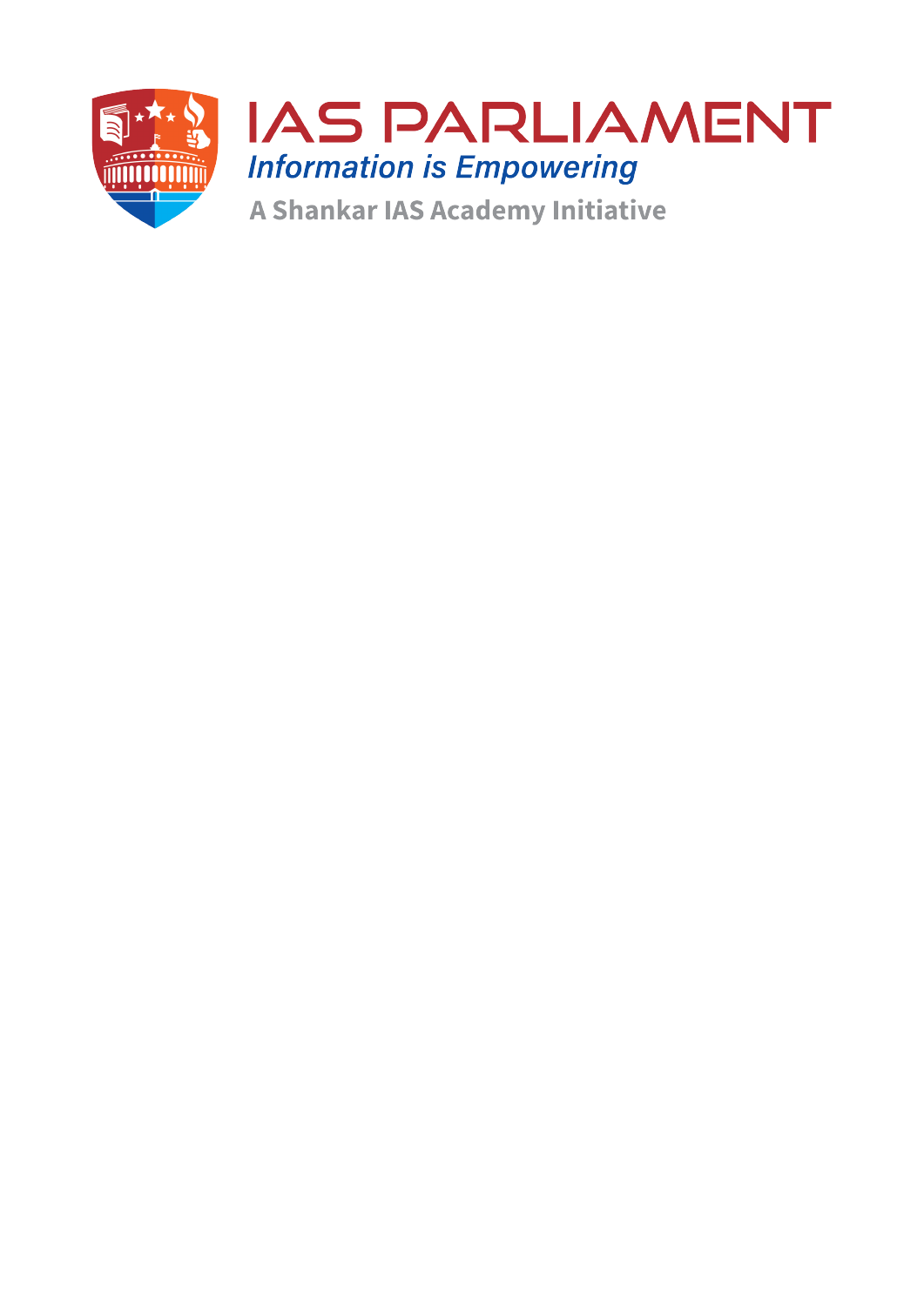# IAS PARLIAMENT

*Information is Empowering*

A Shankar IAS Academy Initiative